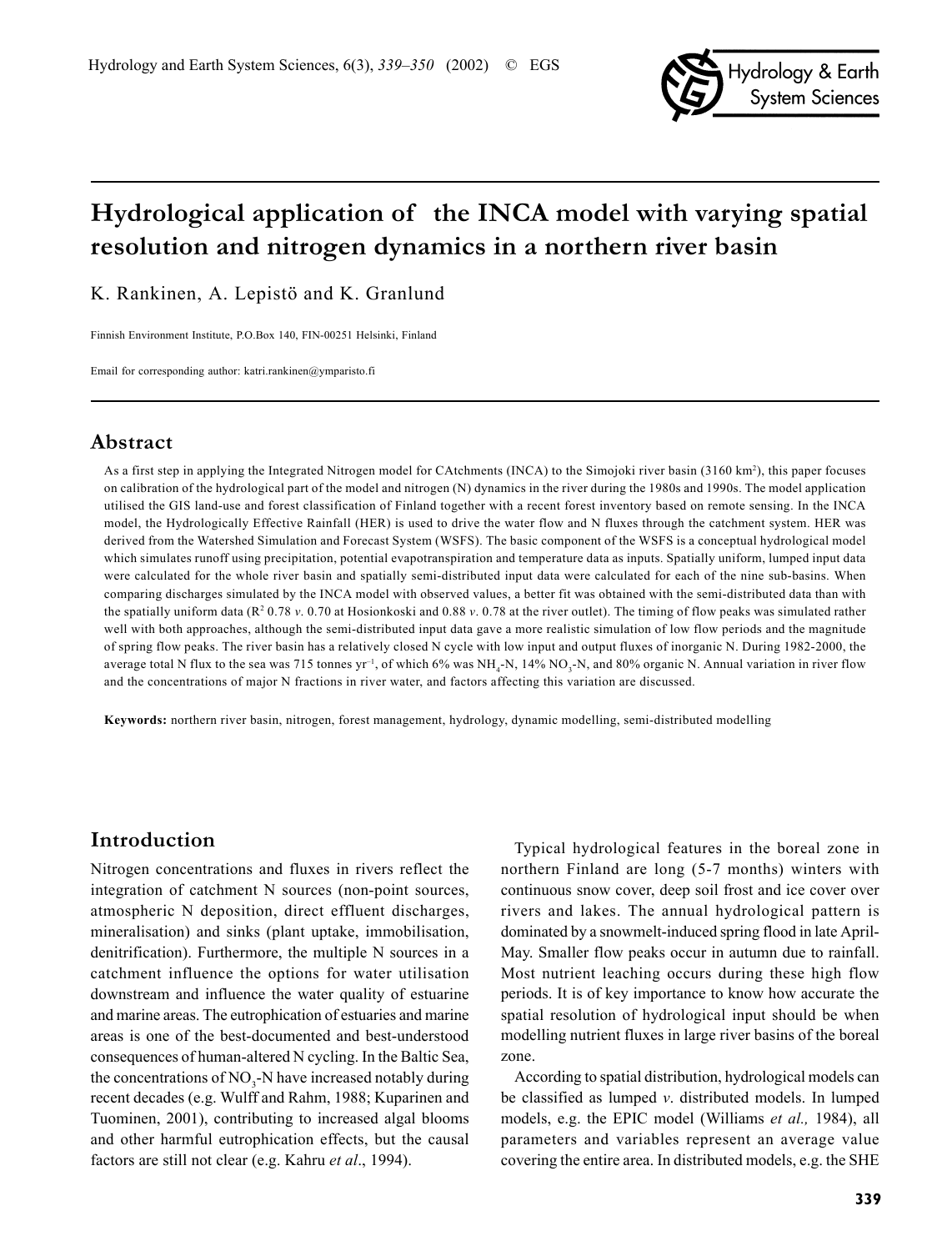# Hydrological application of the INCA model with varying spatial resolution and nitrogen dynamics in a northern river basin

K. Rankinen, A. Lepistö and K. Granlund

Finnish Environment Institute, P.O.Box 140, FIN-00251 Helsinki, Finland

Email for corresponding author: katri.rankinen@ymparisto.fi

## Abstract

As a first step in applying the Integrated Nitrogen model for CAtchments (INCA) to the Simojoki river basin (3160 km$^2$), this paper focuses on calibration of the hydrological part of the model and nitrogen (N) dynamics in the river during the 1980s and 1990s. The model application utilised the GIS land-use and forest classification of Finland together with a recent forest inventory based on remote sensing. In the INCA model, the Hydrologically Effective Rainfall (HER) is used to drive the water flow and N fluxes through the catchment system. HER was derived from the Watershed Simulation and Forecast System (WSFS). The basic component of the WSFS is a conceptual hydrological model which simulates runoff using precipitation, potential evapotranspiration and temperature data as inputs. Spatially uniform, lumped input data were calculated for the whole river basin and spatially semi-distributed input data were calculated for each of the nine sub-basins. When comparing discharges simulated by the INCA model with observed values, a better fit was obtained with the semi-distributed data than with the spatially uniform data ($R^2$ 0.78 *v.* 0.70 at Hosionkoski and 0.88 *v.* 0.78 at the river outlet). The timing of flow peaks was simulated rather well with both approaches, although the semi-distributed input data gave a more realistic simulation of low flow periods and the magnitude of spring flow peaks. The river basin has a relatively closed N cycle with low input and output fluxes of inorganic N. During 1982-2000, the average total N flux to the sea was 715 tonnes yr$^{-1}$, of which 6% was $NH_4$-N, 14% $NO_3$-N, and 80% organic N. Annual variation in river flow and the concentrations of major N fractions in river water, and factors affecting this variation are discussed.

**Keywords:** northern river basin, nitrogen, forest management, hydrology, dynamic modelling, semi-distributed modelling

## Introduction

Nitrogen concentrations and fluxes in rivers reflect the integration of catchment N sources (non-point sources, atmospheric N deposition, direct effluent discharges, mineralisation) and sinks (plant uptake, immobilisation, denitrification). Furthermore, the multiple N sources in a catchment influence the options for water utilisation downstream and influence the water quality of estuarine and marine areas. The eutrophication of estuaries and marine areas is one of the best-documented and best-understood consequences of human-altered N cycling. In the Baltic Sea, the concentrations of $NO_3$-N have increased notably during recent decades (e.g. Wulff and Rahm, 1988; Kuparinen and Tuominen, 2001), contributing to increased algal blooms and other harmful eutrophication effects, but the causal factors are still not clear (e.g. Kahru *et al*., 1994).

Typical hydrological features in the boreal zone in northern Finland are long (5-7 months) winters with continuous snow cover, deep soil frost and ice cover over rivers and lakes. The annual hydrological pattern is dominated by a snowmelt-induced spring flood in late April-May. Smaller flow peaks occur in autumn due to rainfall. Most nutrient leaching occurs during these high flow periods. It is of key importance to know how accurate the spatial resolution of hydrological input should be when modelling nutrient fluxes in large river basins of the boreal zone.

According to spatial distribution, hydrological models can be classified as lumped *v.* distributed models. In lumped models, e.g. the EPIC model (Williams *et al.,* 1984), all parameters and variables represent an average value covering the entire area. In distributed models, e.g. the SHE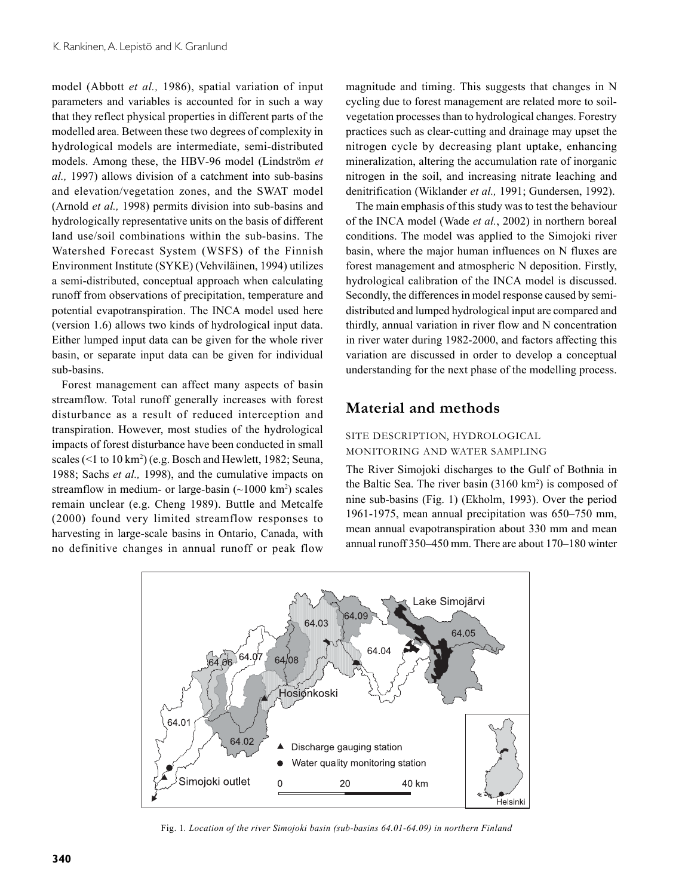model (Abbott *et al.,* 1986), spatial variation of input parameters and variables is accounted for in such a way that they reflect physical properties in different parts of the modelled area. Between these two degrees of complexity in hydrological models are intermediate, semi-distributed models. Among these, the HBV-96 model (Lindström *et al.,* 1997) allows division of a catchment into sub-basins and elevation/vegetation zones, and the SWAT model (Arnold *et al.,* 1998) permits division into sub-basins and hydrologically representative units on the basis of different land use/soil combinations within the sub-basins. The Watershed Forecast System (WSFS) of the Finnish Environment Institute (SYKE) (Vehviläinen, 1994) utilizes a semi-distributed, conceptual approach when calculating runoff from observations of precipitation, temperature and potential evapotranspiration. The INCA model used here (version 1.6) allows two kinds of hydrological input data. Either lumped input data can be given for the whole river basin, or separate input data can be given for individual sub-basins.

Forest management can affect many aspects of basin streamflow. Total runoff generally increases with forest disturbance as a result of reduced interception and transpiration. However, most studies of the hydrological impacts of forest disturbance have been conducted in small scales (<1 to 10 km$^2$) (e.g. Bosch and Hewlett, 1982; Seuna, 1988; Sachs *et al.,* 1998), and the cumulative impacts on streamflow in medium- or large-basin (~1000 km$^2$) scales remain unclear (e.g. Cheng 1989). Buttle and Metcalfe (2000) found very limited streamflow responses to harvesting in large-scale basins in Ontario, Canada, with no definitive changes in annual runoff or peak flow magnitude and timing. This suggests that changes in N cycling due to forest management are related more to soil-vegetation processes than to hydrological changes. Forestry practices such as clear-cutting and drainage may upset the nitrogen cycle by decreasing plant uptake, enhancing mineralization, altering the accumulation rate of inorganic nitrogen in the soil, and increasing nitrate leaching and denitrification (Wiklander *et al.,* 1991; Gundersen, 1992).

The main emphasis of this study was to test the behaviour of the INCA model (Wade *et al.*, 2002) in northern boreal conditions. The model was applied to the Simojoki river basin, where the major human influences on N fluxes are forest management and atmospheric N deposition. Firstly, hydrological calibration of the INCA model is discussed. Secondly, the differences in model response caused by semi-distributed and lumped hydrological input are compared and thirdly, annual variation in river flow and N concentration in river water during 1982-2000, and factors affecting this variation are discussed in order to develop a conceptual understanding for the next phase of the modelling process.

## Material and methods

### SITE DESCRIPTION, HYDROLOGICAL MONITORING AND WATER SAMPLING

The River Simojoki discharges to the Gulf of Bothnia in the Baltic Sea. The river basin (3160 km$^2$) is composed of nine sub-basins (Fig. 1) (Ekholm, 1993). Over the period 1961-1975, mean annual precipitation was 650–750 mm, mean annual evapotranspiration about 330 mm and mean annual runoff 350–450 mm. There are about 170–180 winter

Fig. 1. *Location of the river Simojoki basin (sub-basins 64.01-64.09) in northern Finland*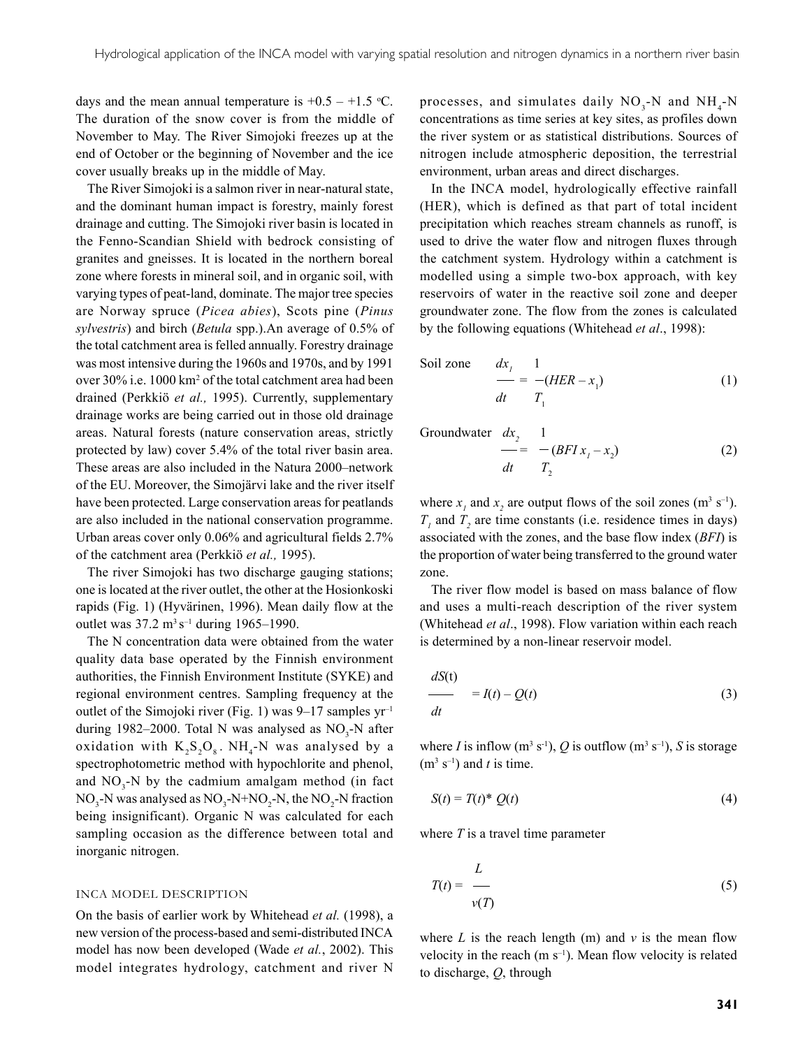days and the mean annual temperature is +0.5 – +1.5 ºC. The duration of the snow cover is from the middle of November to May. The River Simojoki freezes up at the end of October or the beginning of November and the ice cover usually breaks up in the middle of May.

The River Simojoki is a salmon river in near-natural state, and the dominant human impact is forestry, mainly forest drainage and cutting. The Simojoki river basin is located in the Fenno-Scandian Shield with bedrock consisting of granites and gneisses. It is located in the northern boreal zone where forests in mineral soil, and in organic soil, with varying types of peat-land, dominate. The major tree species are Norway spruce (*Picea abies*), Scots pine (*Pinus sylvestris*) and birch (*Betula* spp.).An average of 0.5% of the total catchment area is felled annually. Forestry drainage was most intensive during the 1960s and 1970s, and by 1991 over 30% i.e. 1000 km$^2$ of the total catchment area had been drained (Perkkiö *et al.,* 1995). Currently, supplementary drainage works are being carried out in those old drainage areas. Natural forests (nature conservation areas, strictly protected by law) cover 5.4% of the total river basin area. These areas are also included in the Natura 2000–network of the EU. Moreover, the Simojärvi lake and the river itself have been protected. Large conservation areas for peatlands are also included in the national conservation programme. Urban areas cover only 0.06% and agricultural fields 2.7% of the catchment area (Perkkiö *et al.,* 1995).

The river Simojoki has two discharge gauging stations; one is located at the river outlet, the other at the Hosionkoski rapids (Fig. 1) (Hyvärinen, 1996). Mean daily flow at the outlet was 37.2 m$^3$ s$^{-1}$ during 1965–1990.

The N concentration data were obtained from the water quality data base operated by the Finnish environment authorities, the Finnish Environment Institute (SYKE) and regional environment centres. Sampling frequency at the outlet of the Simojoki river (Fig. 1) was 9–17 samples yr$^{-1}$ during 1982–2000. Total N was analysed as $NO_3$-N after oxidation with $K_2S_2O_8$. $NH_4$-N was analysed by a spectrophotometric method with hypochlorite and phenol, and $NO_3$-N by the cadmium amalgam method (in fact $NO_3$-N was analysed as $NO_3$-N+$NO_2$-N, the $NO_2$-N fraction being insignificant). Organic N was calculated for each sampling occasion as the difference between total and inorganic nitrogen.

## INCA MODEL DESCRIPTION

On the basis of earlier work by Whitehead *et al.* (1998), a new version of the process-based and semi-distributed INCA model has now been developed (Wade *et al.*, 2002). This model integrates hydrology, catchment and river N processes, and simulates daily $NO_3$-N and $NH_4$-N concentrations as time series at key sites, as profiles down the river system or as statistical distributions. Sources of nitrogen include atmospheric deposition, the terrestrial environment, urban areas and direct discharges.

In the INCA model, hydrologically effective rainfall (HER), which is defined as that part of total incident precipitation which reaches stream channels as runoff, is used to drive the water flow and nitrogen fluxes through the catchment system. Hydrology within a catchment is modelled using a simple two-box approach, with key reservoirs of water in the reactive soil zone and deeper groundwater zone. The flow from the zones is calculated by the following equations (Whitehead *et al*., 1998):

Soil zone
$$\frac{dx_1}{dt} = \frac{1}{T_1}(HER - x_1) \tag{1}$$

Groundwater
$$\frac{dx_2}{dt} = \frac{1}{T_2}(BFI\,x_1 - x_2) \tag{2}$$

where $x_1$ and $x_2$ are output flows of the soil zones (m$^3$ s$^{-1}$). $T_1$ and $T_2$ are time constants (i.e. residence times in days) associated with the zones, and the base flow index (*BFI*) is the proportion of water being transferred to the ground water zone.

The river flow model is based on mass balance of flow and uses a multi-reach description of the river system (Whitehead *et al*., 1998). Flow variation within each reach is determined by a non-linear reservoir model.

$$\frac{dS(t)}{dt} = I(t) - Q(t) \tag{3}$$

where *I* is inflow (m$^3$ s$^{-1}$), *Q* is outflow (m$^3$ s$^{-1}$), *S* is storage (m$^3$ s$^{-1}$) and *t* is time.

$$S(t) = T(t) * Q(t) \tag{4}$$

where *T* is a travel time parameter

$$T(t) = \frac{L}{v(T)} \tag{5}$$

where *L* is the reach length (m) and *v* is the mean flow velocity in the reach (m s$^{-1}$). Mean flow velocity is related to discharge, *Q*, through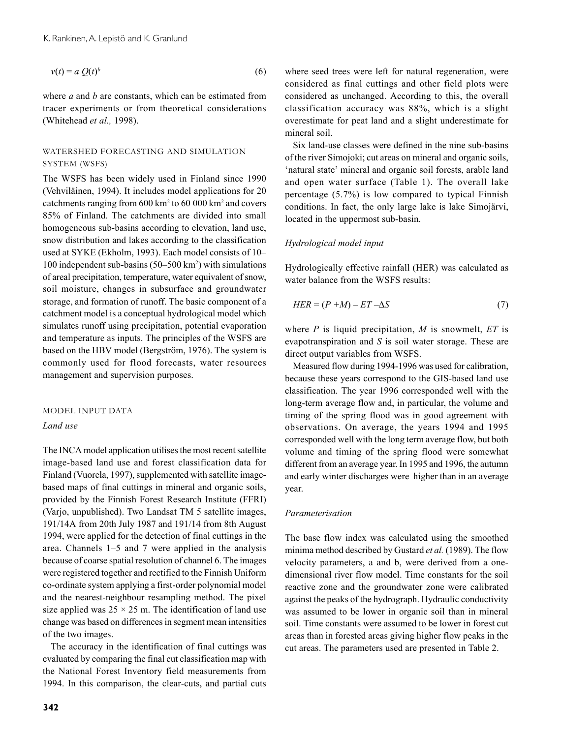$$v(t) = a\,Q(t)^b \tag{6}$$

where $a$ and $b$ are constants, which can be estimated from tracer experiments or from theoretical considerations (Whitehead *et al.,* 1998).

## WATERSHED FORECASTING AND SIMULATION SYSTEM (WSFS)

The WSFS has been widely used in Finland since 1990 (Vehviläinen, 1994). It includes model applications for 20 catchments ranging from 600 km$^2$ to 60 000 km$^2$ and covers 85% of Finland. The catchments are divided into small homogeneous sub-basins according to elevation, land use, snow distribution and lakes according to the classification used at SYKE (Ekholm, 1993). Each model consists of 10–100 independent sub-basins (50–500 km$^2$) with simulations of areal precipitation, temperature, water equivalent of snow, soil moisture, changes in subsurface and groundwater storage, and formation of runoff. The basic component of a catchment model is a conceptual hydrological model which simulates runoff using precipitation, potential evaporation and temperature as inputs. The principles of the WSFS are based on the HBV model (Bergström, 1976). The system is commonly used for flood forecasts, water resources management and supervision purposes.

## MODEL INPUT DATA

### *Land use*

The INCA model application utilises the most recent satellite image-based land use and forest classification data for Finland (Vuorela, 1997), supplemented with satellite image-based maps of final cuttings in mineral and organic soils, provided by the Finnish Forest Research Institute (FFRI) (Varjo, unpublished). Two Landsat TM 5 satellite images, 191/14A from 20th July 1987 and 191/14 from 8th August 1994, were applied for the detection of final cuttings in the area. Channels 1–5 and 7 were applied in the analysis because of coarse spatial resolution of channel 6. The images were registered together and rectified to the Finnish Uniform co-ordinate system applying a first-order polynomial model and the nearest-neighbour resampling method. The pixel size applied was 25 × 25 m. The identification of land use change was based on differences in segment mean intensities of the two images.

The accuracy in the identification of final cuttings was evaluated by comparing the final cut classification map with the National Forest Inventory field measurements from 1994. In this comparison, the clear-cuts, and partial cuts where seed trees were left for natural regeneration, were considered as final cuttings and other field plots were considered as unchanged. According to this, the overall classification accuracy was 88%, which is a slight overestimate for peat land and a slight underestimate for mineral soil.

Six land-use classes were defined in the nine sub-basins of the river Simojoki; cut areas on mineral and organic soils, 'natural state' mineral and organic soil forests, arable land and open water surface (Table 1). The overall lake percentage (5.7%) is low compared to typical Finnish conditions. In fact, the only large lake is lake Simojärvi, located in the uppermost sub-basin.

### *Hydrological model input*

Hydrologically effective rainfall (HER) was calculated as water balance from the WSFS results:

$$HER = (P + M) - ET - \Delta S \tag{7}$$

where $P$ is liquid precipitation, $M$ is snowmelt, $ET$ is evapotranspiration and $S$ is soil water storage. These are direct output variables from WSFS.

Measured flow during 1994-1996 was used for calibration, because these years correspond to the GIS-based land use classification. The year 1996 corresponded well with the long-term average flow and, in particular, the volume and timing of the spring flood was in good agreement with observations. On average, the years 1994 and 1995 corresponded well with the long term average flow, but both volume and timing of the spring flood were somewhat different from an average year. In 1995 and 1996, the autumn and early winter discharges were higher than in an average year.

### *Parameterisation*

The base flow index was calculated using the smoothed minima method described by Gustard *et al.* (1989). The flow velocity parameters, a and b, were derived from a one-dimensional river flow model. Time constants for the soil reactive zone and the groundwater zone were calibrated against the peaks of the hydrograph. Hydraulic conductivity was assumed to be lower in organic soil than in mineral soil. Time constants were assumed to be lower in forest cut areas than in forested areas giving higher flow peaks in the cut areas. The parameters used are presented in Table 2.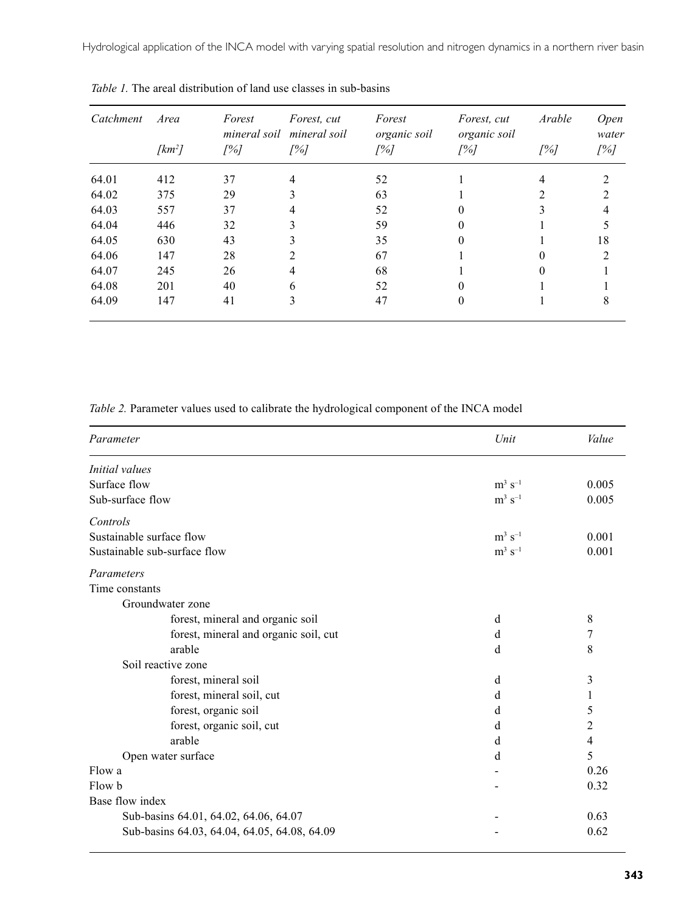*Table 1.* The areal distribution of land use classes in sub-basins

| *Catchment* | *Area* [$km^2$] | *Forest mineral soil* [%] | *Forest, cut mineral soil* [%] | *Forest organic soil* [%] | *Forest, cut organic soil* [%] | *Arable* [%] | *Open water* [%] |
|---|---|---|---|---|---|---|---|
| 64.01 | 412 | 37 | 4 | 52 | 1 | 4 | 2 |
| 64.02 | 375 | 29 | 3 | 63 | 1 | 2 | 2 |
| 64.03 | 557 | 37 | 4 | 52 | 0 | 3 | 4 |
| 64.04 | 446 | 32 | 3 | 59 | 0 | 1 | 5 |
| 64.05 | 630 | 43 | 3 | 35 | 0 | 1 | 18 |
| 64.06 | 147 | 28 | 2 | 67 | 1 | 0 | 2 |
| 64.07 | 245 | 26 | 4 | 68 | 1 | 0 | 1 |
| 64.08 | 201 | 40 | 6 | 52 | 0 | 1 | 1 |
| 64.09 | 147 | 41 | 3 | 47 | 0 | 1 | 8 |

*Table 2.* Parameter values used to calibrate the hydrological component of the INCA model

| *Parameter* | *Unit* | *Value* |
|---|---|---|
| *Initial values* | | |
| Surface flow | $m^3\ s^{-1}$ | 0.005 |
| Sub-surface flow | $m^3\ s^{-1}$ | 0.005 |
| *Controls* | | |
| Sustainable surface flow | $m^3\ s^{-1}$ | 0.001 |
| Sustainable sub-surface flow | $m^3\ s^{-1}$ | 0.001 |
| *Parameters* | | |
| Time constants | | |
| Groundwater zone | | |
| forest, mineral and organic soil | d | 8 |
| forest, mineral and organic soil, cut | d | 7 |
| arable | d | 8 |
| Soil reactive zone | | |
| forest, mineral soil | d | 3 |
| forest, mineral soil, cut | d | 1 |
| forest, organic soil | d | 5 |
| forest, organic soil, cut | d | 2 |
| arable | d | 4 |
| Open water surface | d | 5 |
| Flow a | - | 0.26 |
| Flow b | - | 0.32 |
| Base flow index | | |
| Sub-basins 64.01, 64.02, 64.06, 64.07 | - | 0.63 |
| Sub-basins 64.03, 64.04, 64.05, 64.08, 64.09 | - | 0.62 |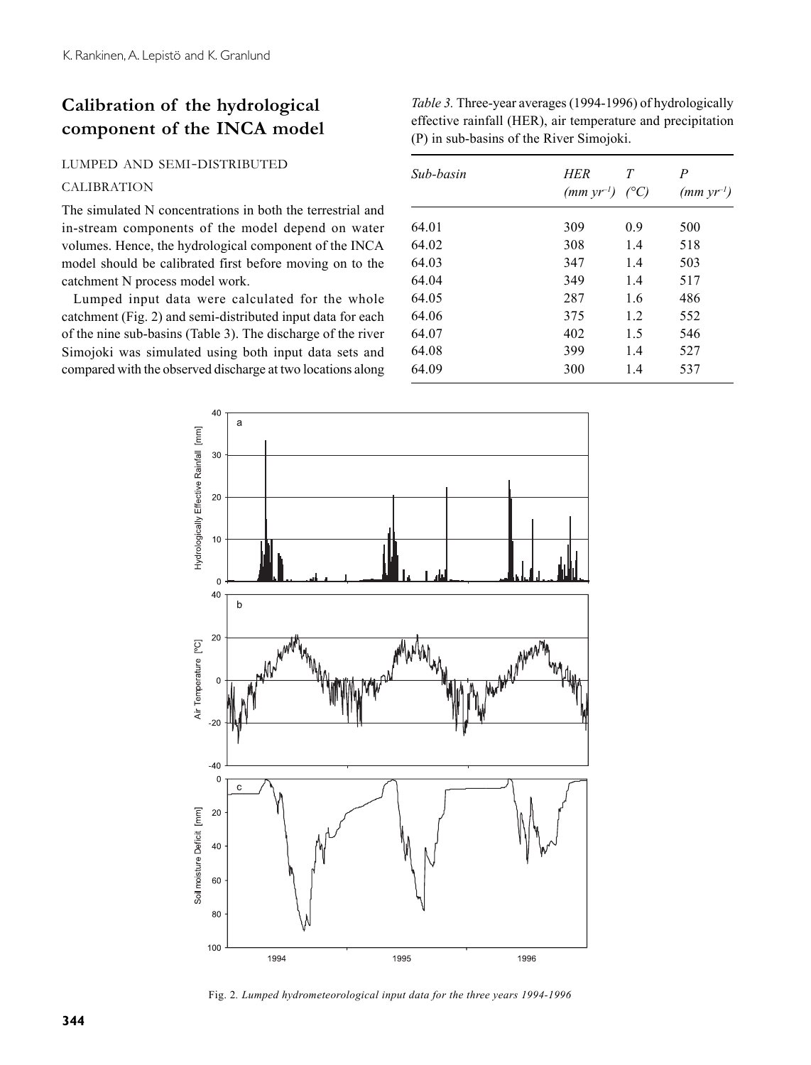# Calibration of the hydrological component of the INCA model

## LUMPED AND SEMI-DISTRIBUTED CALIBRATION

The simulated N concentrations in both the terrestrial and in-stream components of the model depend on water volumes. Hence, the hydrological component of the INCA model should be calibrated first before moving on to the catchment N process model work.

Lumped input data were calculated for the whole catchment (Fig. 2) and semi-distributed input data for each of the nine sub-basins (Table 3). The discharge of the river Simojoki was simulated using both input data sets and compared with the observed discharge at two locations along

*Table 3.* Three-year averages (1994-1996) of hydrologically effective rainfall (HER), air temperature and precipitation (P) in sub-basins of the River Simojoki.

| *Sub-basin* | *HER* *(mm yr⁻¹)* | *T* *(°C)* | *P* *(mm yr⁻¹)* |
|---|---|---|---|
| 64.01 | 309 | 0.9 | 500 |
| 64.02 | 308 | 1.4 | 518 |
| 64.03 | 347 | 1.4 | 503 |
| 64.04 | 349 | 1.4 | 517 |
| 64.05 | 287 | 1.6 | 486 |
| 64.06 | 375 | 1.2 | 552 |
| 64.07 | 402 | 1.5 | 546 |
| 64.08 | 399 | 1.4 | 527 |
| 64.09 | 300 | 1.4 | 537 |

Fig. 2. *Lumped hydrometeorological input data for the three years 1994-1996*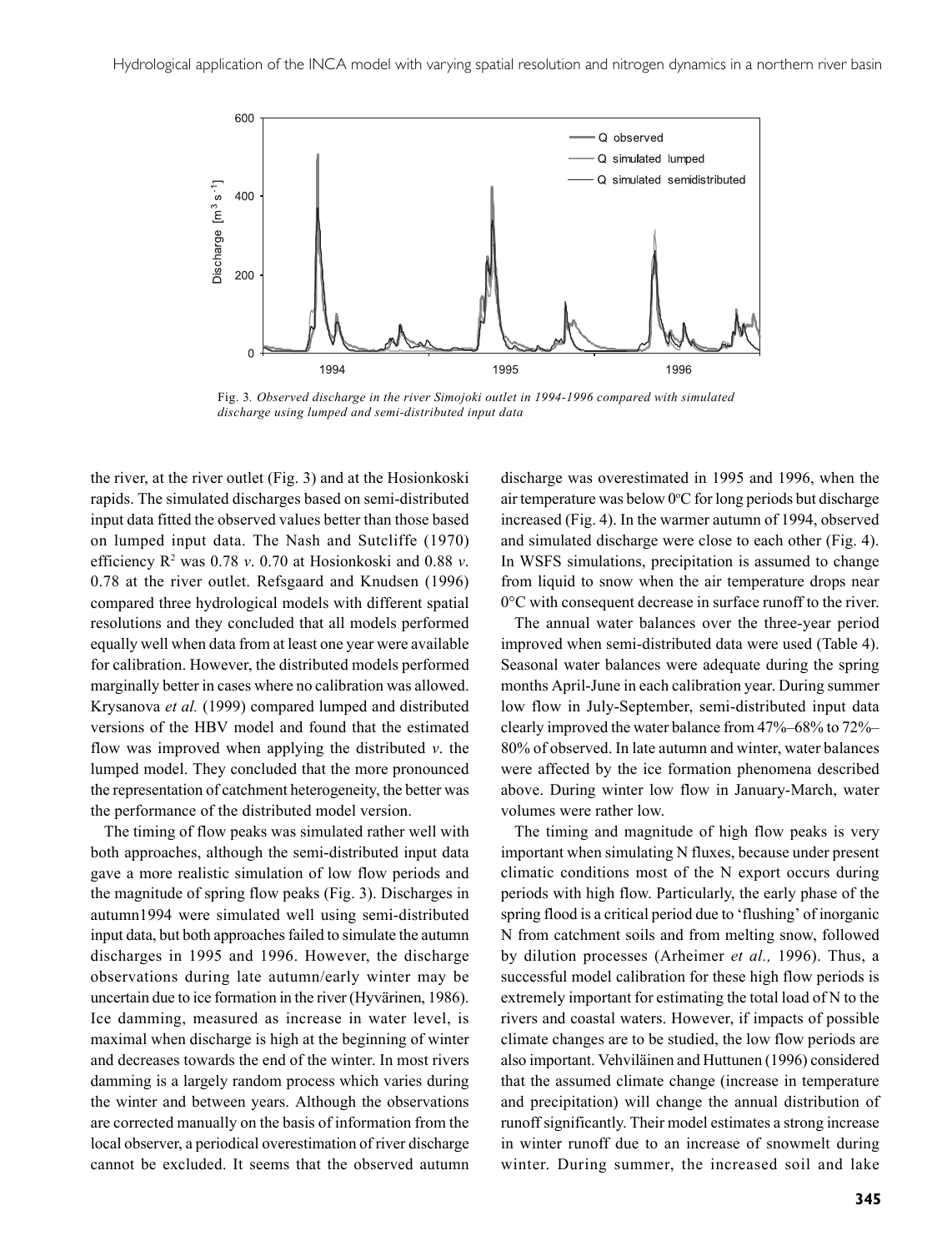Fig. 3. *Observed discharge in the river Simojoki outlet in 1994-1996 compared with simulated discharge using lumped and semi-distributed input data*

the river, at the river outlet (Fig. 3) and at the Hosionkoski rapids. The simulated discharges based on semi-distributed input data fitted the observed values better than those based on lumped input data. The Nash and Sutcliffe (1970) efficiency $R^2$ was 0.78 *v*. 0.70 at Hosionkoski and 0.88 *v*. 0.78 at the river outlet. Refsgaard and Knudsen (1996) compared three hydrological models with different spatial resolutions and they concluded that all models performed equally well when data from at least one year were available for calibration. However, the distributed models performed marginally better in cases where no calibration was allowed. Krysanova *et al.* (1999) compared lumped and distributed versions of the HBV model and found that the estimated flow was improved when applying the distributed *v*. the lumped model. They concluded that the more pronounced the representation of catchment heterogeneity, the better was the performance of the distributed model version.

The timing of flow peaks was simulated rather well with both approaches, although the semi-distributed input data gave a more realistic simulation of low flow periods and the magnitude of spring flow peaks (Fig. 3). Discharges in autumn1994 were simulated well using semi-distributed input data, but both approaches failed to simulate the autumn discharges in 1995 and 1996. However, the discharge observations during late autumn/early winter may be uncertain due to ice formation in the river (Hyvärinen, 1986). Ice damming, measured as increase in water level, is maximal when discharge is high at the beginning of winter and decreases towards the end of the winter. In most rivers damming is a largely random process which varies during the winter and between years. Although the observations are corrected manually on the basis of information from the local observer, a periodical overestimation of river discharge cannot be excluded. It seems that the observed autumn discharge was overestimated in 1995 and 1996, when the air temperature was below 0°C for long periods but discharge increased (Fig. 4). In the warmer autumn of 1994, observed and simulated discharge were close to each other (Fig. 4). In WSFS simulations, precipitation is assumed to change from liquid to snow when the air temperature drops near 0°C with consequent decrease in surface runoff to the river.

The annual water balances over the three-year period improved when semi-distributed data were used (Table 4). Seasonal water balances were adequate during the spring months April-June in each calibration year. During summer low flow in July-September, semi-distributed input data clearly improved the water balance from 47%–68% to 72%–80% of observed. In late autumn and winter, water balances were affected by the ice formation phenomena described above. During winter low flow in January-March, water volumes were rather low.

The timing and magnitude of high flow peaks is very important when simulating N fluxes, because under present climatic conditions most of the N export occurs during periods with high flow. Particularly, the early phase of the spring flood is a critical period due to 'flushing' of inorganic N from catchment soils and from melting snow, followed by dilution processes (Arheimer *et al.,* 1996). Thus, a successful model calibration for these high flow periods is extremely important for estimating the total load of N to the rivers and coastal waters. However, if impacts of possible climate changes are to be studied, the low flow periods are also important. Vehviläinen and Huttunen (1996) considered that the assumed climate change (increase in temperature and precipitation) will change the annual distribution of runoff significantly. Their model estimates a strong increase in winter runoff due to an increase of snowmelt during winter. During summer, the increased soil and lake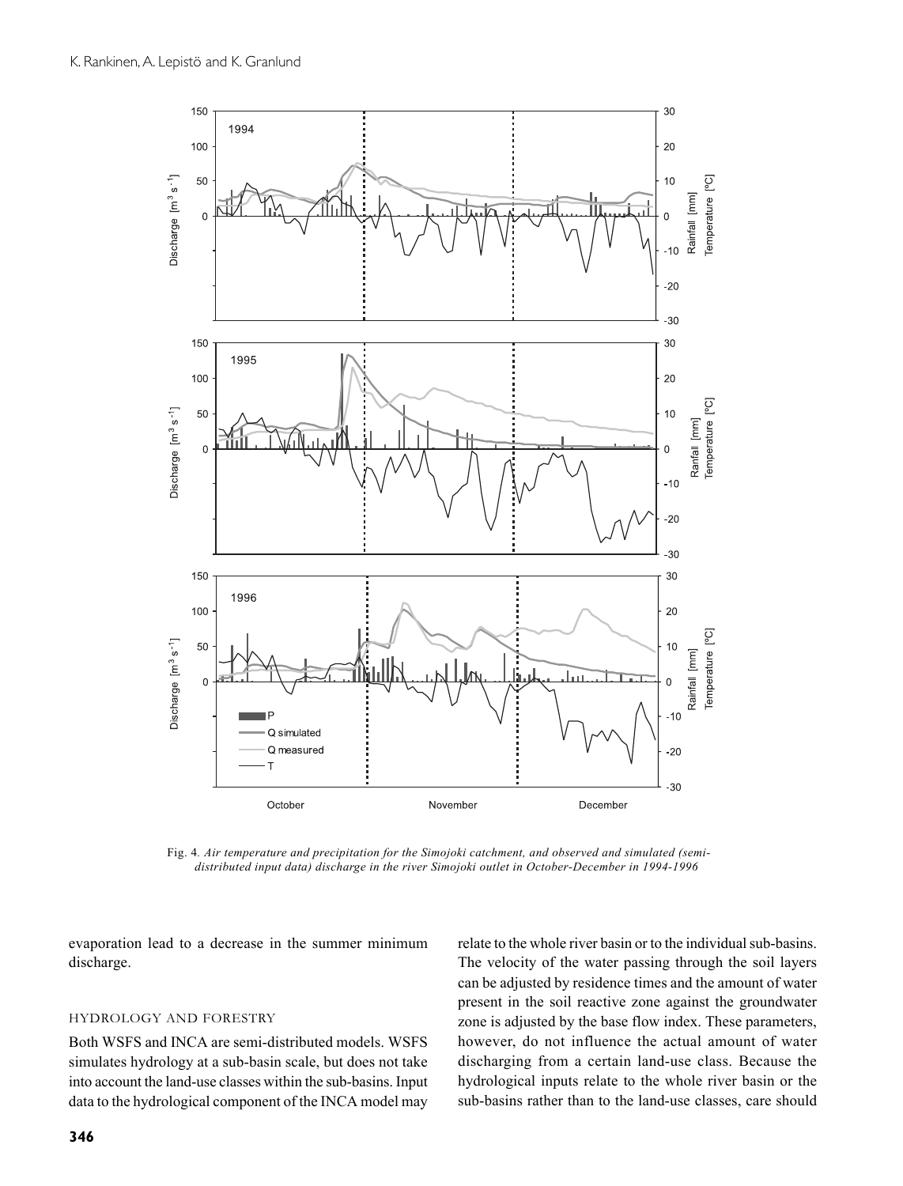Fig. 4. *Air temperature and precipitation for the Simojoki catchment, and observed and simulated (semi-distributed input data) discharge in the river Simojoki outlet in October-December in 1994-1996*

evaporation lead to a decrease in the summer minimum discharge.

## HYDROLOGY AND FORESTRY

Both WSFS and INCA are semi-distributed models. WSFS simulates hydrology at a sub-basin scale, but does not take into account the land-use classes within the sub-basins. Input data to the hydrological component of the INCA model may relate to the whole river basin or to the individual sub-basins. The velocity of the water passing through the soil layers can be adjusted by residence times and the amount of water present in the soil reactive zone against the groundwater zone is adjusted by the base flow index. These parameters, however, do not influence the actual amount of water discharging from a certain land-use class. Because the hydrological inputs relate to the whole river basin or the sub-basins rather than to the land-use classes, care should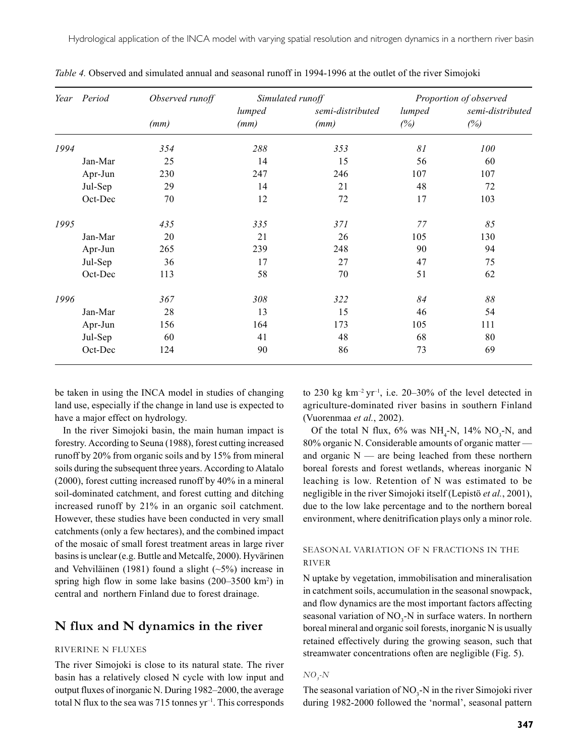*Table 4.* Observed and simulated annual and seasonal runoff in 1994-1996 at the outlet of the river Simojoki

| *Year* | *Period* | *Observed runoff* | *Simulated runoff* | | *Proportion of observed* | |
|---|---|---|---|---|---|---|
| | | | *lumped* | *semi-distributed* | *lumped* | *semi-distributed* |
| | | *(mm)* | *(mm)* | *(mm)* | *(%)* | *(%)* |
| *1994* | | *354* | *288* | *353* | *81* | *100* |
| | Jan-Mar | 25 | 14 | 15 | 56 | 60 |
| | Apr-Jun | 230 | 247 | 246 | 107 | 107 |
| | Jul-Sep | 29 | 14 | 21 | 48 | 72 |
| | Oct-Dec | 70 | 12 | 72 | 17 | 103 |
| *1995* | | *435* | *335* | *371* | *77* | *85* |
| | Jan-Mar | 20 | 21 | 26 | 105 | 130 |
| | Apr-Jun | 265 | 239 | 248 | 90 | 94 |
| | Jul-Sep | 36 | 17 | 27 | 47 | 75 |
| | Oct-Dec | 113 | 58 | 70 | 51 | 62 |
| *1996* | | *367* | *308* | *322* | *84* | *88* |
| | Jan-Mar | 28 | 13 | 15 | 46 | 54 |
| | Apr-Jun | 156 | 164 | 173 | 105 | 111 |
| | Jul-Sep | 60 | 41 | 48 | 68 | 80 |
| | Oct-Dec | 124 | 90 | 86 | 73 | 69 |

be taken in using the INCA model in studies of changing land use, especially if the change in land use is expected to have a major effect on hydrology.

In the river Simojoki basin, the main human impact is forestry. According to Seuna (1988), forest cutting increased runoff by 20% from organic soils and by 15% from mineral soils during the subsequent three years. According to Alatalo (2000), forest cutting increased runoff by 40% in a mineral soil-dominated catchment, and forest cutting and ditching increased runoff by 21% in an organic soil catchment. However, these studies have been conducted in very small catchments (only a few hectares), and the combined impact of the mosaic of small forest treatment areas in large river basins is unclear (e.g. Buttle and Metcalfe, 2000). Hyvärinen and Vehviläinen (1981) found a slight (~5%) increase in spring high flow in some lake basins (200–3500 km$^2$) in central and northern Finland due to forest drainage.

## N flux and N dynamics in the river

### RIVERINE N FLUXES

The river Simojoki is close to its natural state. The river basin has a relatively closed N cycle with low input and output fluxes of inorganic N. During 1982–2000, the average total N flux to the sea was 715 tonnes yr$^{-1}$. This corresponds to 230 kg km$^{-2}$ yr$^{-1}$, i.e. 20–30% of the level detected in agriculture-dominated river basins in southern Finland (Vuorenmaa *et al.*, 2002).

Of the total N flux, 6% was $NH_4$-N, 14% $NO_3$-N, and 80% organic N. Considerable amounts of organic matter — and organic N — are being leached from these northern boreal forests and forest wetlands, whereas inorganic N leaching is low. Retention of N was estimated to be negligible in the river Simojoki itself (Lepistö *et al.*, 2001), due to the low lake percentage and to the northern boreal environment, where denitrification plays only a minor role.

### SEASONAL VARIATION OF N FRACTIONS IN THE RIVER

N uptake by vegetation, immobilisation and mineralisation in catchment soils, accumulation in the seasonal snowpack, and flow dynamics are the most important factors affecting seasonal variation of $NO_3$-N in surface waters. In northern boreal mineral and organic soil forests, inorganic N is usually retained effectively during the growing season, such that streamwater concentrations often are negligible (Fig. 5).

#### *$NO_3$-N*

The seasonal variation of $NO_3$-N in the river Simojoki river during 1982-2000 followed the 'normal', seasonal pattern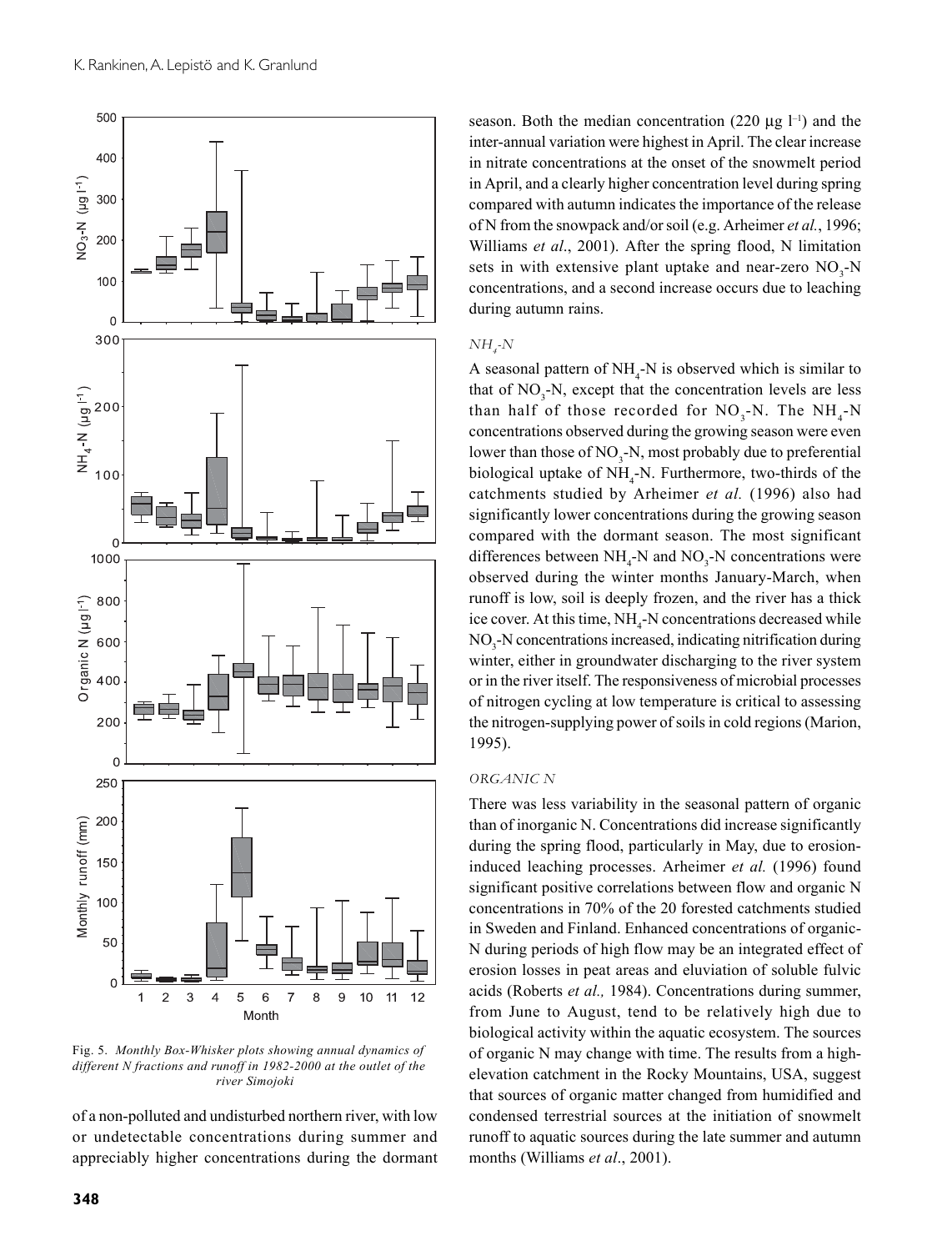Fig. 5. *Monthly Box-Whisker plots showing annual dynamics of different N fractions and runoff in 1982-2000 at the outlet of the river Simojoki*

of a non-polluted and undisturbed northern river, with low or undetectable concentrations during summer and appreciably higher concentrations during the dormant season. Both the median concentration (220 μg $l^{-1}$) and the inter-annual variation were highest in April. The clear increase in nitrate concentrations at the onset of the snowmelt period in April, and a clearly higher concentration level during spring compared with autumn indicates the importance of the release of N from the snowpack and/or soil (e.g. Arheimer *et al.*, 1996; Williams *et al*., 2001). After the spring flood, N limitation sets in with extensive plant uptake and near-zero $NO_3$-N concentrations, and a second increase occurs due to leaching during autumn rains.

### *$NH_4$-N*

A seasonal pattern of $NH_4$-N is observed which is similar to that of $NO_3$-N, except that the concentration levels are less than half of those recorded for $NO_3$-N. The $NH_4$-N concentrations observed during the growing season were even lower than those of $NO_3$-N, most probably due to preferential biological uptake of $NH_4$-N. Furthermore, two-thirds of the catchments studied by Arheimer *et al.* (1996) also had significantly lower concentrations during the growing season compared with the dormant season. The most significant differences between $NH_4$-N and $NO_3$-N concentrations were observed during the winter months January-March, when runoff is low, soil is deeply frozen, and the river has a thick ice cover. At this time, $NH_4$-N concentrations decreased while $NO_3$-N concentrations increased, indicating nitrification during winter, either in groundwater discharging to the river system or in the river itself. The responsiveness of microbial processes of nitrogen cycling at low temperature is critical to assessing the nitrogen-supplying power of soils in cold regions (Marion, 1995).

### *ORGANIC N*

There was less variability in the seasonal pattern of organic than of inorganic N. Concentrations did increase significantly during the spring flood, particularly in May, due to erosion-induced leaching processes. Arheimer *et al.* (1996) found significant positive correlations between flow and organic N concentrations in 70% of the 20 forested catchments studied in Sweden and Finland. Enhanced concentrations of organic-N during periods of high flow may be an integrated effect of erosion losses in peat areas and eluviation of soluble fulvic acids (Roberts *et al.,* 1984). Concentrations during summer, from June to August, tend to be relatively high due to biological activity within the aquatic ecosystem. The sources of organic N may change with time. The results from a high-elevation catchment in the Rocky Mountains, USA, suggest that sources of organic matter changed from humidified and condensed terrestrial sources at the initiation of snowmelt runoff to aquatic sources during the late summer and autumn months (Williams *et al*., 2001).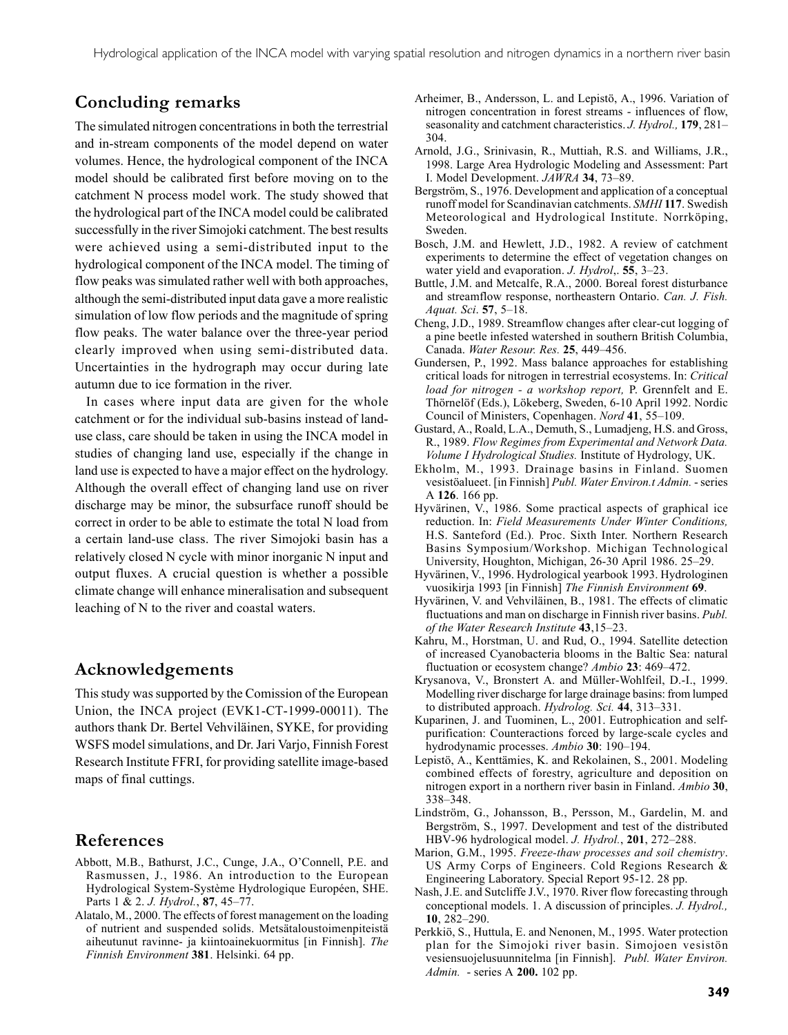## Concluding remarks

The simulated nitrogen concentrations in both the terrestrial and in-stream components of the model depend on water volumes. Hence, the hydrological component of the INCA model should be calibrated first before moving on to the catchment N process model work. The study showed that the hydrological part of the INCA model could be calibrated successfully in the river Simojoki catchment. The best results were achieved using a semi-distributed input to the hydrological component of the INCA model. The timing of flow peaks was simulated rather well with both approaches, although the semi-distributed input data gave a more realistic simulation of low flow periods and the magnitude of spring flow peaks. The water balance over the three-year period clearly improved when using semi-distributed data. Uncertainties in the hydrograph may occur during late autumn due to ice formation in the river.

In cases where input data are given for the whole catchment or for the individual sub-basins instead of land-use class, care should be taken in using the INCA model in studies of changing land use, especially if the change in land use is expected to have a major effect on the hydrology. Although the overall effect of changing land use on river discharge may be minor, the subsurface runoff should be correct in order to be able to estimate the total N load from a certain land-use class. The river Simojoki basin has a relatively closed N cycle with minor inorganic N input and output fluxes. A crucial question is whether a possible climate change will enhance mineralisation and subsequent leaching of N to the river and coastal waters.

## Acknowledgements

This study was supported by the Comission of the European Union, the INCA project (EVK1-CT-1999-00011). The authors thank Dr. Bertel Vehviläinen, SYKE, for providing WSFS model simulations, and Dr. Jari Varjo, Finnish Forest Research Institute FFRI, for providing satellite image-based maps of final cuttings.

## References

Abbott, M.B., Bathurst, J.C., Cunge, J.A., O'Connell, P.E. and Rasmussen, J., 1986. An introduction to the European Hydrological System-Système Hydrologique Européen, SHE. Parts 1 & 2. *J. Hydrol.*, **87**, 45–77.

Alatalo, M., 2000. The effects of forest management on the loading of nutrient and suspended solids. Metsätaloustoimenpiteistä aiheutunut ravinne- ja kiintoainekuormitus [in Finnish]. *The Finnish Environment* **381**. Helsinki. 64 pp.

Arheimer, B., Andersson, L. and Lepistö, A., 1996. Variation of nitrogen concentration in forest streams - influences of flow, seasonality and catchment characteristics. *J. Hydrol.,* **179**, 281–304.

Arnold, J.G., Srinivasin, R., Muttiah, R.S. and Williams, J.R., 1998. Large Area Hydrologic Modeling and Assessment: Part I. Model Development. *JAWRA* **34**, 73–89.

Bergström, S., 1976. Development and application of a conceptual runoff model for Scandinavian catchments. *SMHI* **117**. Swedish Meteorological and Hydrological Institute. Norrköping, Sweden.

Bosch, J.M. and Hewlett, J.D., 1982. A review of catchment experiments to determine the effect of vegetation changes on water yield and evaporation. *J. Hydrol*,. **55**, 3–23.

Buttle, J.M. and Metcalfe, R.A., 2000. Boreal forest disturbance and streamflow response, northeastern Ontario. *Can. J. Fish. Aquat. Sci*. **57**, 5–18.

Cheng, J.D., 1989. Streamflow changes after clear-cut logging of a pine beetle infested watershed in southern British Columbia, Canada. *Water Resour. Res.* **25**, 449–456.

Gundersen, P., 1992. Mass balance approaches for establishing critical loads for nitrogen in terrestrial ecosystems. In: *Critical load for nitrogen - a workshop report,* P. Grennfelt and E. Thörnelöf (Eds.), Lökeberg, Sweden, 6-10 April 1992. Nordic Council of Ministers, Copenhagen. *Nord* **41**, 55–109.

Gustard, A., Roald, L.A., Demuth, S., Lumadjeng, H.S. and Gross, R., 1989. *Flow Regimes from Experimental and Network Data. Volume I Hydrological Studies.* Institute of Hydrology, UK.

Ekholm, M., 1993. Drainage basins in Finland. Suomen vesistöalueet. [in Finnish] *Publ. Water Environ.t Admin.* - series A **126**. 166 pp.

Hyvärinen, V., 1986. Some practical aspects of graphical ice reduction. In: *Field Measurements Under Winter Conditions,* H.S. Santeford (Ed.). Proc. Sixth Inter. Northern Research Basins Symposium/Workshop. Michigan Technological University, Houghton, Michigan, 26-30 April 1986. 25–29.

Hyvärinen, V., 1996. Hydrological yearbook 1993. Hydrologinen vuosikirja 1993 [in Finnish] *The Finnish Environment* **69**.

Hyvärinen, V. and Vehviläinen, B., 1981. The effects of climatic fluctuations and man on discharge in Finnish river basins. *Publ. of the Water Research Institute* **43**,15–23.

Kahru, M., Horstman, U. and Rud, O., 1994. Satellite detection of increased Cyanobacteria blooms in the Baltic Sea: natural fluctuation or ecosystem change? *Ambio* **23**: 469–472.

Krysanova, V., Bronstert A. and Müller-Wohlfeil, D.-I., 1999. Modelling river discharge for large drainage basins: from lumped to distributed approach. *Hydrolog. Sci.* **44**, 313–331.

Kuparinen, J. and Tuominen, L., 2001. Eutrophication and self-purification: Counteractions forced by large-scale cycles and hydrodynamic processes. *Ambio* **30**: 190–194.

Lepistö, A., Kenttämies, K. and Rekolainen, S., 2001. Modeling combined effects of forestry, agriculture and deposition on nitrogen export in a northern river basin in Finland. *Ambio* **30**, 338–348.

Lindström, G., Johansson, B., Persson, M., Gardelin, M. and Bergström, S., 1997. Development and test of the distributed HBV-96 hydrological model. *J. Hydrol.*, **201**, 272–288.

Marion, G.M., 1995. *Freeze-thaw processes and soil chemistry*. US Army Corps of Engineers. Cold Regions Research & Engineering Laboratory. Special Report 95-12. 28 pp.

Nash, J.E. and Sutcliffe J.V., 1970. River flow forecasting through conceptional models. 1. A discussion of principles. *J. Hydrol.,* **10**, 282–290.

Perkkiö, S., Huttula, E. and Nenonen, M., 1995. Water protection plan for the Simojoki river basin. Simojoen vesistön vesiensuojelusuunnitelma [in Finnish]. *Publ. Water Environ. Admin.* - series A **200.** 102 pp.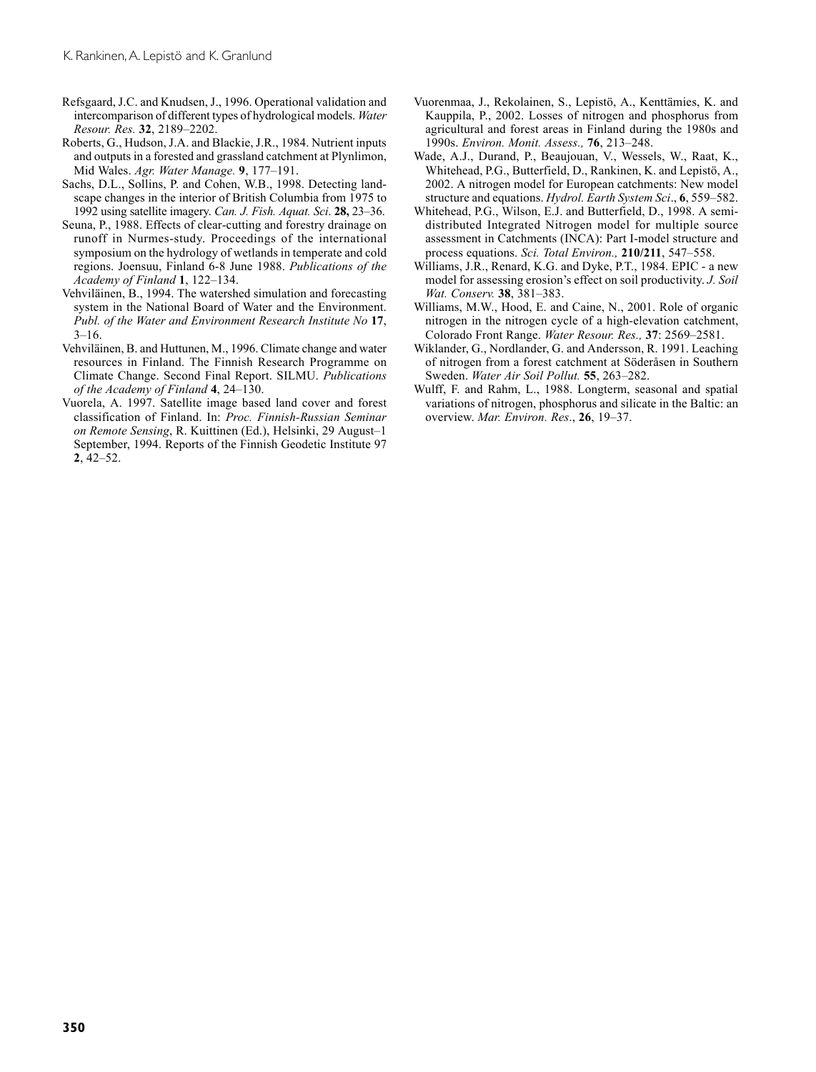Refsgaard, J.C. and Knudsen, J., 1996. Operational validation and intercomparison of different types of hydrological models. *Water Resour. Res.* **32**, 2189–2202.

Roberts, G., Hudson, J.A. and Blackie, J.R., 1984. Nutrient inputs and outputs in a forested and grassland catchment at Plynlimon, Mid Wales. *Agr. Water Manage.* **9**, 177–191.

Sachs, D.L., Sollins, P. and Cohen, W.B., 1998. Detecting landscape changes in the interior of British Columbia from 1975 to 1992 using satellite imagery. *Can. J. Fish. Aquat. Sci*. **28,** 23–36.

Seuna, P., 1988. Effects of clear-cutting and forestry drainage on runoff in Nurmes-study. Proceedings of the international symposium on the hydrology of wetlands in temperate and cold regions. Joensuu, Finland 6-8 June 1988. *Publications of the Academy of Finland* **1**, 122–134.

Vehviläinen, B., 1994. The watershed simulation and forecasting system in the National Board of Water and the Environment. *Publ. of the Water and Environment Research Institute No* **17**, 3–16.

Vehviläinen, B. and Huttunen, M., 1996. Climate change and water resources in Finland. The Finnish Research Programme on Climate Change. Second Final Report. SILMU. *Publications of the Academy of Finland* **4**, 24–130.

Vuorela, A. 1997. Satellite image based land cover and forest classification of Finland. In: *Proc. Finnish-Russian Seminar on Remote Sensing*, R. Kuittinen (Ed.), Helsinki, 29 August–1 September, 1994. Reports of the Finnish Geodetic Institute 97 **2**, 42–52.

Vuorenmaa, J., Rekolainen, S., Lepistö, A., Kenttämies, K. and Kauppila, P., 2002. Losses of nitrogen and phosphorus from agricultural and forest areas in Finland during the 1980s and 1990s. *Environ. Monit. Assess.,* **76**, 213–248.

Wade, A.J., Durand, P., Beaujouan, V., Wessels, W., Raat, K., Whitehead, P.G., Butterfield, D., Rankinen, K. and Lepistö, A., 2002. A nitrogen model for European catchments: New model structure and equations. *Hydrol. Earth System Sci*., **6**, 559–582.

Whitehead, P.G., Wilson, E.J. and Butterfield, D., 1998. A semi-distributed Integrated Nitrogen model for multiple source assessment in Catchments (INCA): Part I-model structure and process equations. *Sci. Total Environ.,* **210/211**, 547–558.

Williams, J.R., Renard, K.G. and Dyke, P.T., 1984. EPIC - a new model for assessing erosion's effect on soil productivity. *J. Soil Wat. Conserv.* **38**, 381–383.

Williams, M.W., Hood, E. and Caine, N., 2001. Role of organic nitrogen in the nitrogen cycle of a high-elevation catchment, Colorado Front Range. *Water Resour. Res.,* **37**: 2569–2581.

Wiklander, G., Nordlander, G. and Andersson, R. 1991. Leaching of nitrogen from a forest catchment at Söderåsen in Southern Sweden. *Water Air Soil Pollut.* **55**, 263–282.

Wulff, F. and Rahm, L., 1988. Longterm, seasonal and spatial variations of nitrogen, phosphorus and silicate in the Baltic: an overview. *Mar. Environ. Res*., **26**, 19–37.